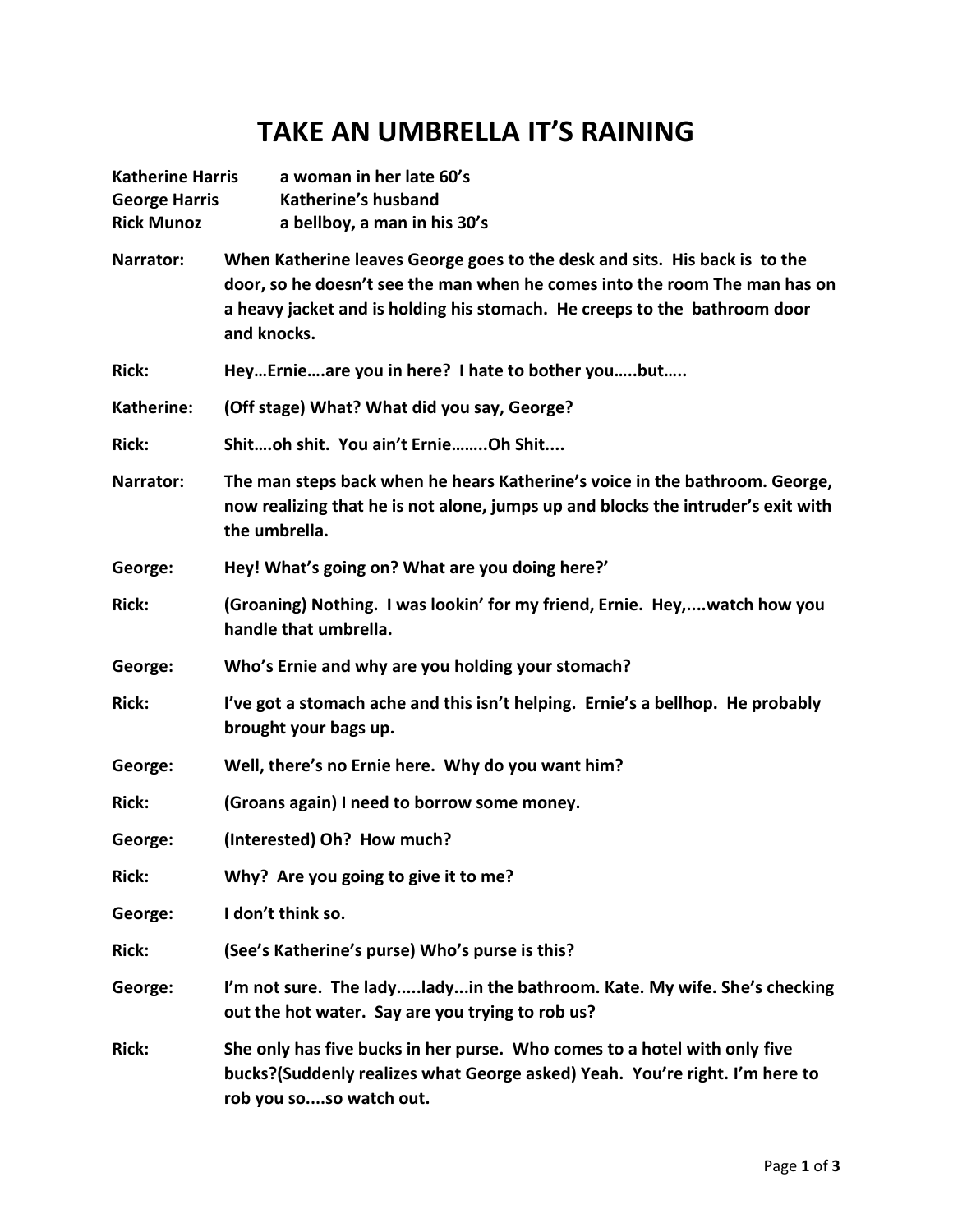# TAKE AN UMBRELLA IT'S RAINING

**Katherine Harris** a woman in her late 60's
**George Harris** Katherine's husband
**Rick Munoz** a bellboy, a man in his 30's

**Narrator:** When Katherine leaves George goes to the desk and sits. His back is to the door, so he doesn't see the man when he comes into the room The man has on a heavy jacket and is holding his stomach. He creeps to the bathroom door and knocks.

**Rick:** Hey…Ernie….are you in here? I hate to bother you…..but…..

**Katherine:** (Off stage) What? What did you say, George?

**Rick:** Shit…..oh shit. You ain't Ernie……..Oh Shit....

**Narrator:** The man steps back when he hears Katherine's voice in the bathroom. George, now realizing that he is not alone, jumps up and blocks the intruder's exit with the umbrella.

**George:** Hey! What's going on? What are you doing here?'

**Rick:** (Groaning) Nothing. I was lookin' for my friend, Ernie. Hey,....watch how you handle that umbrella.

**George:** Who's Ernie and why are you holding your stomach?

**Rick:** I've got a stomach ache and this isn't helping. Ernie's a bellhop. He probably brought your bags up.

**George:** Well, there's no Ernie here. Why do you want him?

**Rick:** (Groans again) I need to borrow some money.

**George:** (Interested) Oh? How much?

**Rick:** Why? Are you going to give it to me?

**George:** I don't think so.

**Rick:** (See's Katherine's purse) Who's purse is this?

**George:** I'm not sure. The lady.....lady...in the bathroom. Kate. My wife. She's checking out the hot water. Say are you trying to rob us?

**Rick:** She only has five bucks in her purse. Who comes to a hotel with only five bucks?(Suddenly realizes what George asked) Yeah. You're right. I'm here to rob you so....so watch out.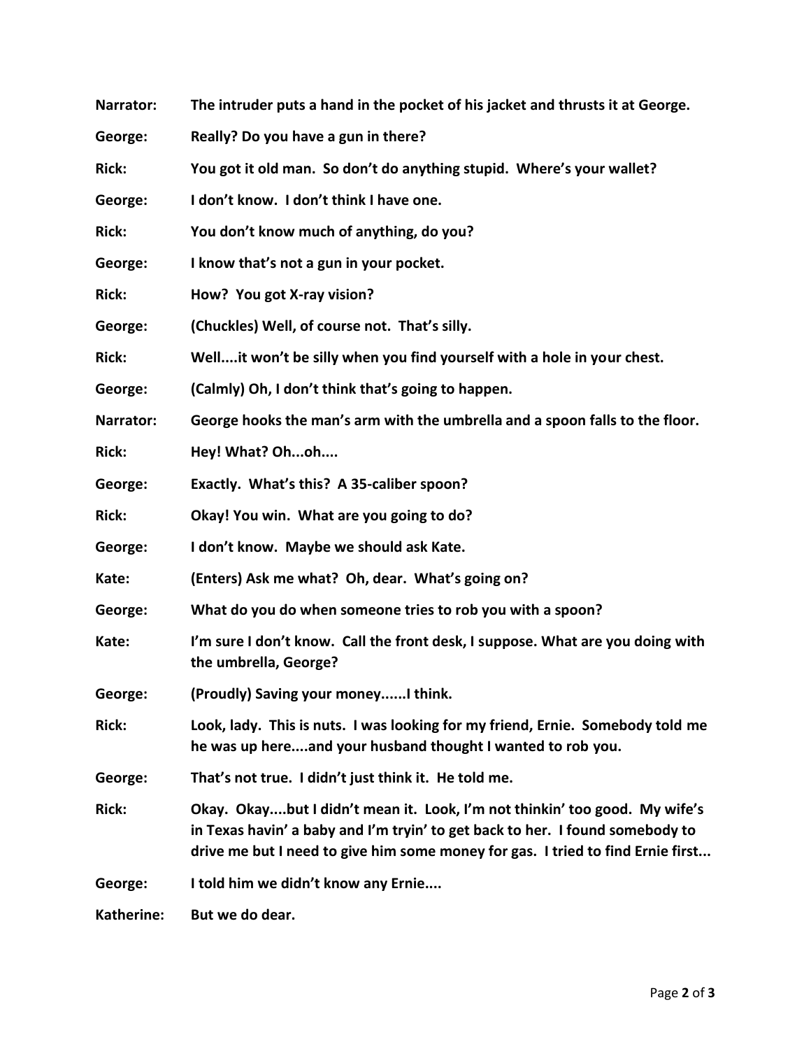**Narrator:** **The intruder puts a hand in the pocket of his jacket and thrusts it at George.**

**George:** **Really? Do you have a gun in there?**

**Rick:** **You got it old man. So don't do anything stupid. Where's your wallet?**

**George:** **I don't know. I don't think I have one.**

**Rick:** **You don't know much of anything, do you?**

**George:** **I know that's not a gun in your pocket.**

**Rick:** **How? You got X-ray vision?**

**George:** **(Chuckles) Well, of course not. That's silly.**

**Rick:** **Well....it won't be silly when you find yourself with a hole in your chest.**

**George:** **(Calmly) Oh, I don't think that's going to happen.**

**Narrator:** **George hooks the man's arm with the umbrella and a spoon falls to the floor.**

**Rick:** **Hey! What? Oh...oh....**

**George:** **Exactly. What's this? A 35-caliber spoon?**

**Rick:** **Okay! You win. What are you going to do?**

**George:** **I don't know. Maybe we should ask Kate.**

**Kate:** **(Enters) Ask me what? Oh, dear. What's going on?**

**George:** **What do you do when someone tries to rob you with a spoon?**

**Kate:** **I'm sure I don't know. Call the front desk, I suppose. What are you doing with the umbrella, George?**

**George:** **(Proudly) Saving your money......I think.**

**Rick:** **Look, lady. This is nuts. I was looking for my friend, Ernie. Somebody told me he was up here....and your husband thought I wanted to rob you.**

**George:** **That's not true. I didn't just think it. He told me.**

**Rick:** **Okay. Okay....but I didn't mean it. Look, I'm not thinkin' too good. My wife's in Texas havin' a baby and I'm tryin' to get back to her. I found somebody to drive me but I need to give him some money for gas. I tried to find Ernie first...**

**George:** **I told him we didn't know any Ernie....**

**Katherine:** **But we do dear.**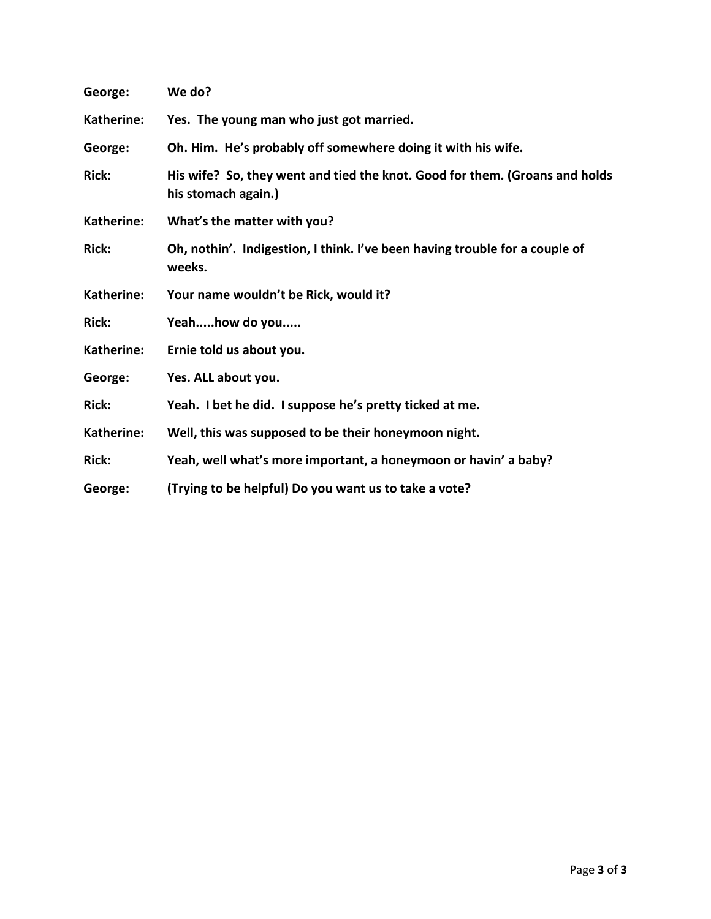**George:** **We do?**

**Katherine:** **Yes. The young man who just got married.**

**George:** **Oh. Him. He's probably off somewhere doing it with his wife.**

**Rick:** **His wife? So, they went and tied the knot. Good for them. (Groans and holds his stomach again.)**

**Katherine:** **What's the matter with you?**

**Rick:** **Oh, nothin'. Indigestion, I think. I've been having trouble for a couple of weeks.**

**Katherine:** **Your name wouldn't be Rick, would it?**

**Rick:** **Yeah.....how do you.....**

**Katherine:** **Ernie told us about you.**

**George:** **Yes. ALL about you.**

**Rick:** **Yeah. I bet he did. I suppose he's pretty ticked at me.**

**Katherine:** **Well, this was supposed to be their honeymoon night.**

**Rick:** **Yeah, well what's more important, a honeymoon or havin' a baby?**

**George:** **(Trying to be helpful) Do you want us to take a vote?**